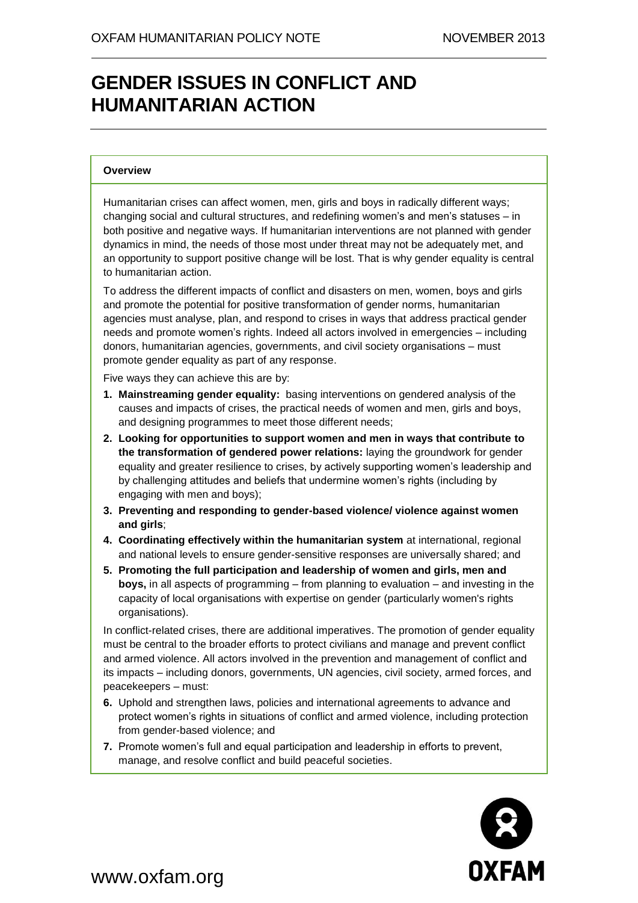# GENDER ISSUES IN CONFLICT AND HUMANITARIAN ACTION

**Overview**

Humanitarian crises can affect women, men, girls and boys in radically different ways; changing social and cultural structures, and redefining women's and men's statuses – in both positive and negative ways. If humanitarian interventions are not planned with gender dynamics in mind, the needs of those most under threat may not be adequately met, and an opportunity to support positive change will be lost. That is why gender equality is central to humanitarian action.

To address the different impacts of conflict and disasters on men, women, boys and girls and promote the potential for positive transformation of gender norms, humanitarian agencies must analyse, plan, and respond to crises in ways that address practical gender needs and promote women's rights. Indeed all actors involved in emergencies – including donors, humanitarian agencies, governments, and civil society organisations – must promote gender equality as part of any response.

Five ways they can achieve this are by:

1. **Mainstreaming gender equality:** basing interventions on gendered analysis of the causes and impacts of crises, the practical needs of women and men, girls and boys, and designing programmes to meet those different needs;
2. **Looking for opportunities to support women and men in ways that contribute to the transformation of gendered power relations:** laying the groundwork for gender equality and greater resilience to crises, by actively supporting women's leadership and by challenging attitudes and beliefs that undermine women's rights (including by engaging with men and boys);
3. **Preventing and responding to gender-based violence/ violence against women and girls**;
4. **Coordinating effectively within the humanitarian system** at international, regional and national levels to ensure gender-sensitive responses are universally shared; and
5. **Promoting the full participation and leadership of women and girls, men and boys,** in all aspects of programming – from planning to evaluation – and investing in the capacity of local organisations with expertise on gender (particularly women's rights organisations).

In conflict-related crises, there are additional imperatives. The promotion of gender equality must be central to the broader efforts to protect civilians and manage and prevent conflict and armed violence. All actors involved in the prevention and management of conflict and its impacts – including donors, governments, UN agencies, civil society, armed forces, and peacekeepers – must:

6. Uphold and strengthen laws, policies and international agreements to advance and protect women's rights in situations of conflict and armed violence, including protection from gender-based violence; and
7. Promote women's full and equal participation and leadership in efforts to prevent, manage, and resolve conflict and build peaceful societies.

www.oxfam.org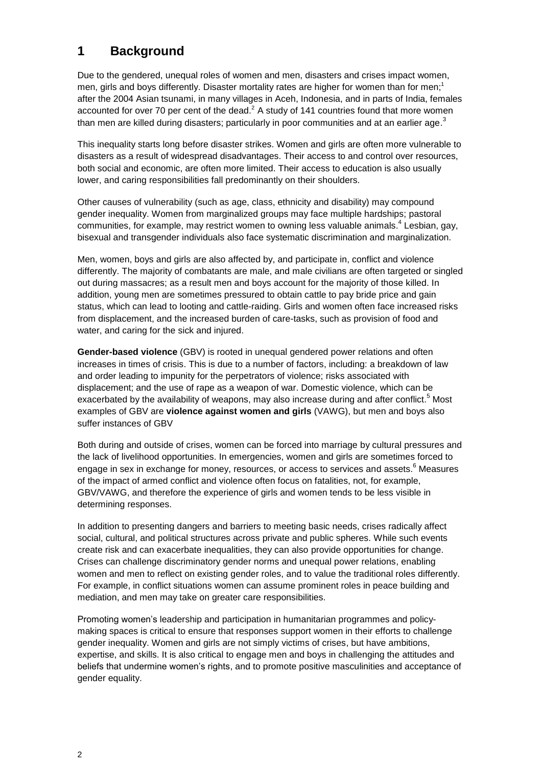# 1 Background

Due to the gendered, unequal roles of women and men, disasters and crises impact women, men, girls and boys differently. Disaster mortality rates are higher for women than for men;[1] after the 2004 Asian tsunami, in many villages in Aceh, Indonesia, and in parts of India, females accounted for over 70 per cent of the dead.[2] A study of 141 countries found that more women than men are killed during disasters; particularly in poor communities and at an earlier age.[3]

This inequality starts long before disaster strikes. Women and girls are often more vulnerable to disasters as a result of widespread disadvantages. Their access to and control over resources, both social and economic, are often more limited. Their access to education is also usually lower, and caring responsibilities fall predominantly on their shoulders.

Other causes of vulnerability (such as age, class, ethnicity and disability) may compound gender inequality. Women from marginalized groups may face multiple hardships; pastoral communities, for example, may restrict women to owning less valuable animals.[4] Lesbian, gay, bisexual and transgender individuals also face systematic discrimination and marginalization.

Men, women, boys and girls are also affected by, and participate in, conflict and violence differently. The majority of combatants are male, and male civilians are often targeted or singled out during massacres; as a result men and boys account for the majority of those killed. In addition, young men are sometimes pressured to obtain cattle to pay bride price and gain status, which can lead to looting and cattle-raiding. Girls and women often face increased risks from displacement, and the increased burden of care-tasks, such as provision of food and water, and caring for the sick and injured.

**Gender-based violence** (GBV) is rooted in unequal gendered power relations and often increases in times of crisis. This is due to a number of factors, including: a breakdown of law and order leading to impunity for the perpetrators of violence; risks associated with displacement; and the use of rape as a weapon of war. Domestic violence, which can be exacerbated by the availability of weapons, may also increase during and after conflict.[5] Most examples of GBV are **violence against women and girls** (VAWG), but men and boys also suffer instances of GBV

Both during and outside of crises, women can be forced into marriage by cultural pressures and the lack of livelihood opportunities. In emergencies, women and girls are sometimes forced to engage in sex in exchange for money, resources, or access to services and assets.[6] Measures of the impact of armed conflict and violence often focus on fatalities, not, for example, GBV/VAWG, and therefore the experience of girls and women tends to be less visible in determining responses.

In addition to presenting dangers and barriers to meeting basic needs, crises radically affect social, cultural, and political structures across private and public spheres. While such events create risk and can exacerbate inequalities, they can also provide opportunities for change. Crises can challenge discriminatory gender norms and unequal power relations, enabling women and men to reflect on existing gender roles, and to value the traditional roles differently. For example, in conflict situations women can assume prominent roles in peace building and mediation, and men may take on greater care responsibilities.

Promoting women's leadership and participation in humanitarian programmes and policy-making spaces is critical to ensure that responses support women in their efforts to challenge gender inequality. Women and girls are not simply victims of crises, but have ambitions, expertise, and skills. It is also critical to engage men and boys in challenging the attitudes and beliefs that undermine women's rights, and to promote positive masculinities and acceptance of gender equality.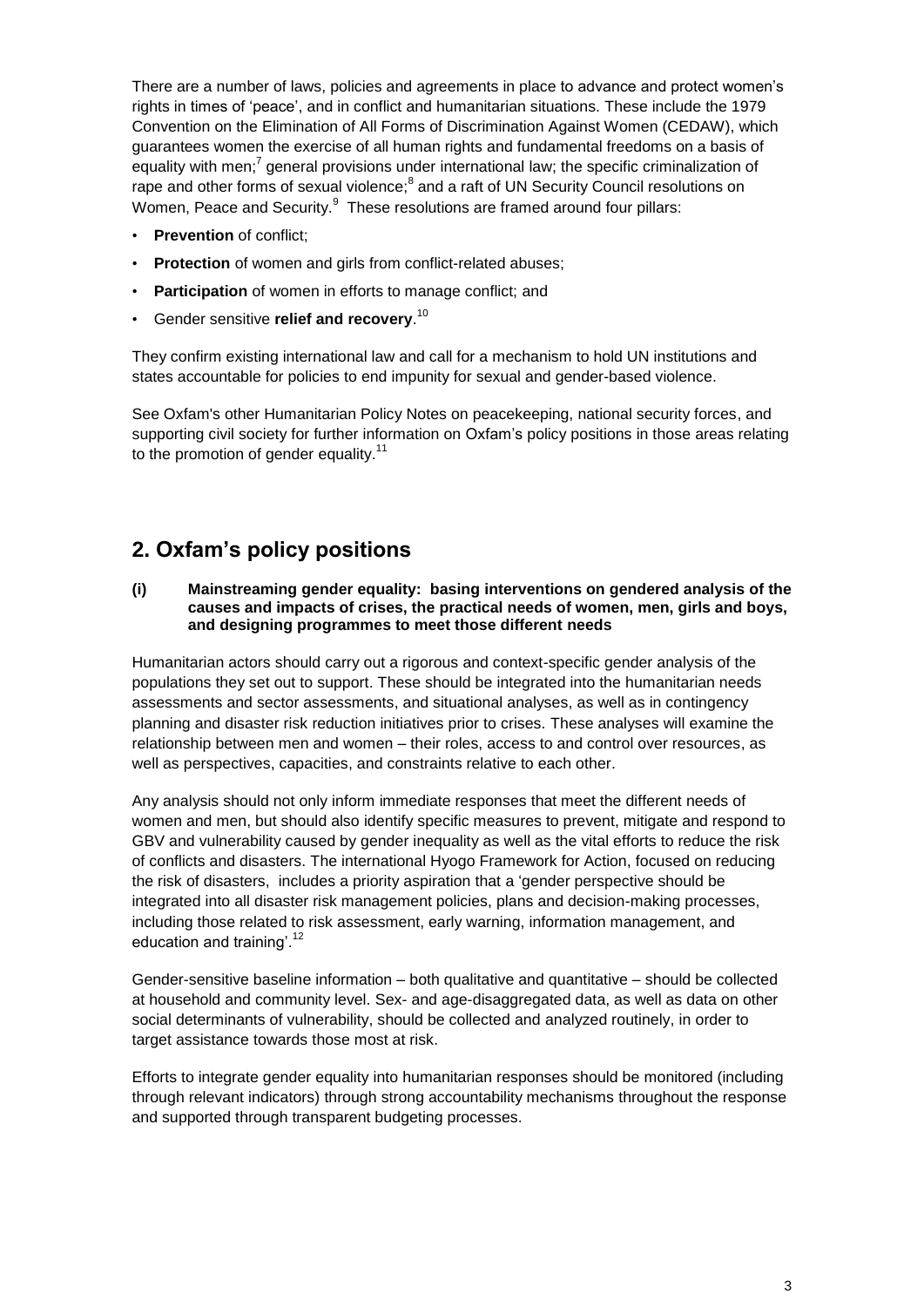There are a number of laws, policies and agreements in place to advance and protect women's rights in times of 'peace', and in conflict and humanitarian situations. These include the 1979 Convention on the Elimination of All Forms of Discrimination Against Women (CEDAW), which guarantees women the exercise of all human rights and fundamental freedoms on a basis of equality with men;[7] general provisions under international law; the specific criminalization of rape and other forms of sexual violence;[8] and a raft of UN Security Council resolutions on Women, Peace and Security.[9] These resolutions are framed around four pillars:

- **Prevention** of conflict;
- **Protection** of women and girls from conflict-related abuses;
- **Participation** of women in efforts to manage conflict; and
- Gender sensitive **relief and recovery**.[10]

They confirm existing international law and call for a mechanism to hold UN institutions and states accountable for policies to end impunity for sexual and gender-based violence.

See Oxfam's other Humanitarian Policy Notes on peacekeeping, national security forces, and supporting civil society for further information on Oxfam's policy positions in those areas relating to the promotion of gender equality.[11]

## 2. Oxfam's policy positions

### (i) Mainstreaming gender equality: basing interventions on gendered analysis of the causes and impacts of crises, the practical needs of women, men, girls and boys, and designing programmes to meet those different needs

Humanitarian actors should carry out a rigorous and context-specific gender analysis of the populations they set out to support. These should be integrated into the humanitarian needs assessments and sector assessments, and situational analyses, as well as in contingency planning and disaster risk reduction initiatives prior to crises. These analyses will examine the relationship between men and women – their roles, access to and control over resources, as well as perspectives, capacities, and constraints relative to each other.

Any analysis should not only inform immediate responses that meet the different needs of women and men, but should also identify specific measures to prevent, mitigate and respond to GBV and vulnerability caused by gender inequality as well as the vital efforts to reduce the risk of conflicts and disasters. The international Hyogo Framework for Action, focused on reducing the risk of disasters, includes a priority aspiration that a 'gender perspective should be integrated into all disaster risk management policies, plans and decision-making processes, including those related to risk assessment, early warning, information management, and education and training'.[12]

Gender-sensitive baseline information – both qualitative and quantitative – should be collected at household and community level. Sex- and age-disaggregated data, as well as data on other social determinants of vulnerability, should be collected and analyzed routinely, in order to target assistance towards those most at risk.

Efforts to integrate gender equality into humanitarian responses should be monitored (including through relevant indicators) through strong accountability mechanisms throughout the response and supported through transparent budgeting processes.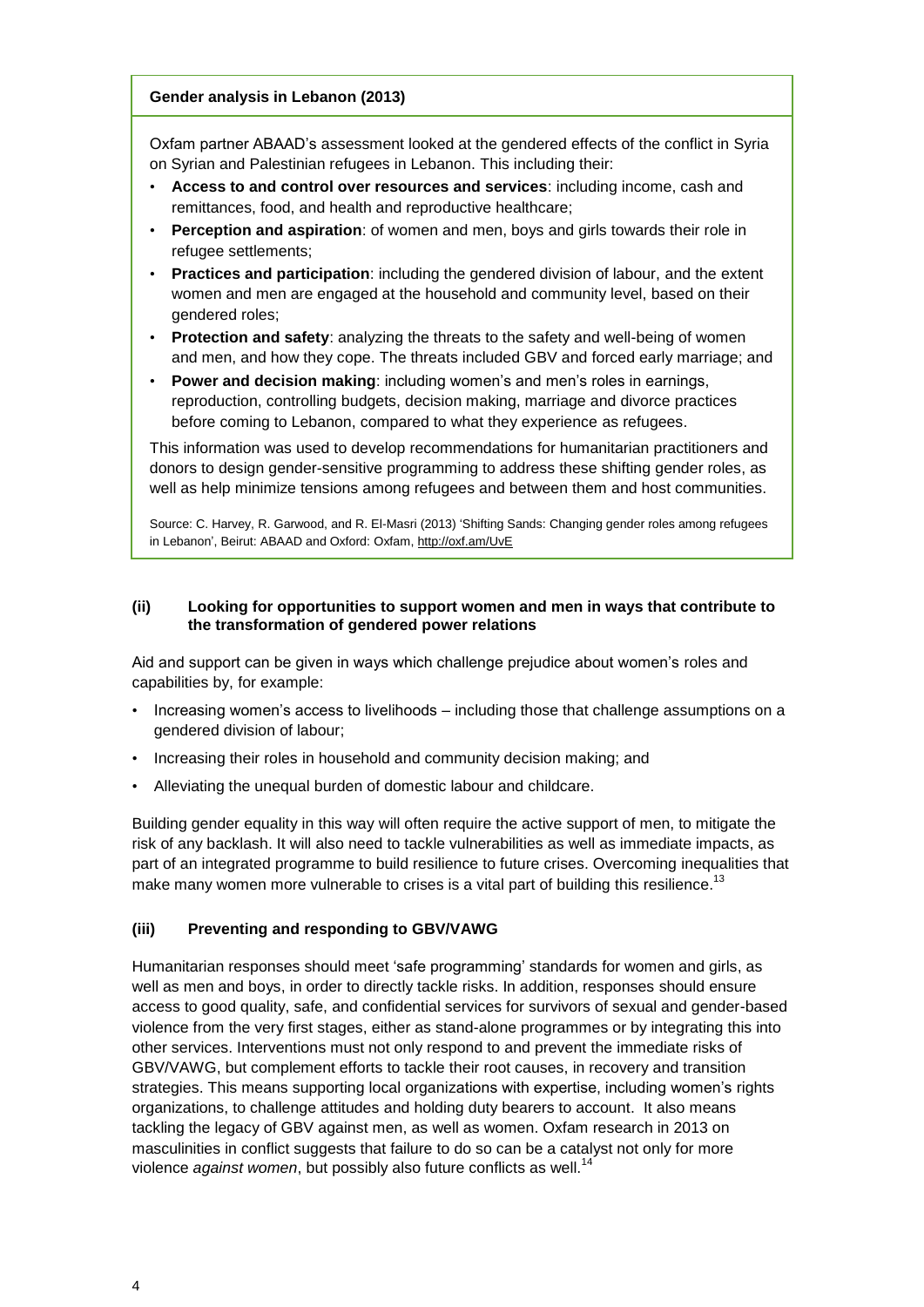**Gender analysis in Lebanon (2013)**

Oxfam partner ABAAD's assessment looked at the gendered effects of the conflict in Syria on Syrian and Palestinian refugees in Lebanon. This including their:

- **Access to and control over resources and services**: including income, cash and remittances, food, and health and reproductive healthcare;
- **Perception and aspiration**: of women and men, boys and girls towards their role in refugee settlements;
- **Practices and participation**: including the gendered division of labour, and the extent women and men are engaged at the household and community level, based on their gendered roles;
- **Protection and safety**: analyzing the threats to the safety and well-being of women and men, and how they cope. The threats included GBV and forced early marriage; and
- **Power and decision making**: including women's and men's roles in earnings, reproduction, controlling budgets, decision making, marriage and divorce practices before coming to Lebanon, compared to what they experience as refugees.

This information was used to develop recommendations for humanitarian practitioners and donors to design gender-sensitive programming to address these shifting gender roles, as well as help minimize tensions among refugees and between them and host communities.

Source: C. Harvey, R. Garwood, and R. El-Masri (2013) 'Shifting Sands: Changing gender roles among refugees in Lebanon', Beirut: ABAAD and Oxford: Oxfam, http://oxf.am/UvE

#### (ii) Looking for opportunities to support women and men in ways that contribute to the transformation of gendered power relations

Aid and support can be given in ways which challenge prejudice about women's roles and capabilities by, for example:

- Increasing women's access to livelihoods – including those that challenge assumptions on a gendered division of labour;
- Increasing their roles in household and community decision making; and
- Alleviating the unequal burden of domestic labour and childcare.

Building gender equality in this way will often require the active support of men, to mitigate the risk of any backlash. It will also need to tackle vulnerabilities as well as immediate impacts, as part of an integrated programme to build resilience to future crises. Overcoming inequalities that make many women more vulnerable to crises is a vital part of building this resilience.[13]

#### (iii) Preventing and responding to GBV/VAWG

Humanitarian responses should meet 'safe programming' standards for women and girls, as well as men and boys, in order to directly tackle risks. In addition, responses should ensure access to good quality, safe, and confidential services for survivors of sexual and gender-based violence from the very first stages, either as stand-alone programmes or by integrating this into other services. Interventions must not only respond to and prevent the immediate risks of GBV/VAWG, but complement efforts to tackle their root causes, in recovery and transition strategies. This means supporting local organizations with expertise, including women's rights organizations, to challenge attitudes and holding duty bearers to account. It also means tackling the legacy of GBV against men, as well as women. Oxfam research in 2013 on masculinities in conflict suggests that failure to do so can be a catalyst not only for more violence *against women*, but possibly also future conflicts as well.[14]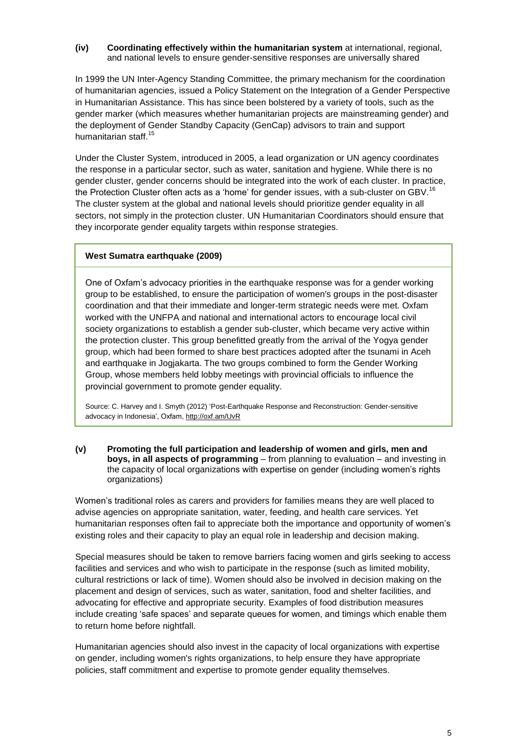**(iv) Coordinating effectively within the humanitarian system** at international, regional, and national levels to ensure gender-sensitive responses are universally shared

In 1999 the UN Inter-Agency Standing Committee, the primary mechanism for the coordination of humanitarian agencies, issued a Policy Statement on the Integration of a Gender Perspective in Humanitarian Assistance. This has since been bolstered by a variety of tools, such as the gender marker (which measures whether humanitarian projects are mainstreaming gender) and the deployment of Gender Standby Capacity (GenCap) advisors to train and support humanitarian staff.[15]

Under the Cluster System, introduced in 2005, a lead organization or UN agency coordinates the response in a particular sector, such as water, sanitation and hygiene. While there is no gender cluster, gender concerns should be integrated into the work of each cluster. In practice, the Protection Cluster often acts as a 'home' for gender issues, with a sub-cluster on GBV.[16] The cluster system at the global and national levels should prioritize gender equality in all sectors, not simply in the protection cluster. UN Humanitarian Coordinators should ensure that they incorporate gender equality targets within response strategies.

**West Sumatra earthquake (2009)**

One of Oxfam's advocacy priorities in the earthquake response was for a gender working group to be established, to ensure the participation of women's groups in the post-disaster coordination and that their immediate and longer-term strategic needs were met. Oxfam worked with the UNFPA and national and international actors to encourage local civil society organizations to establish a gender sub-cluster, which became very active within the protection cluster. This group benefitted greatly from the arrival of the Yogya gender group, which had been formed to share best practices adopted after the tsunami in Aceh and earthquake in Jogjakarta. The two groups combined to form the Gender Working Group, whose members held lobby meetings with provincial officials to influence the provincial government to promote gender equality.

Source: C. Harvey and I. Smyth (2012) 'Post-Earthquake Response and Reconstruction: Gender-sensitive advocacy in Indonesia', Oxfam, http://oxf.am/UvR

**(v) Promoting the full participation and leadership of women and girls, men and boys, in all aspects of programming** – from planning to evaluation – and investing in the capacity of local organizations with expertise on gender (including women's rights organizations)

Women's traditional roles as carers and providers for families means they are well placed to advise agencies on appropriate sanitation, water, feeding, and health care services. Yet humanitarian responses often fail to appreciate both the importance and opportunity of women's existing roles and their capacity to play an equal role in leadership and decision making.

Special measures should be taken to remove barriers facing women and girls seeking to access facilities and services and who wish to participate in the response (such as limited mobility, cultural restrictions or lack of time). Women should also be involved in decision making on the placement and design of services, such as water, sanitation, food and shelter facilities, and advocating for effective and appropriate security. Examples of food distribution measures include creating 'safe spaces' and separate queues for women, and timings which enable them to return home before nightfall.

Humanitarian agencies should also invest in the capacity of local organizations with expertise on gender, including women's rights organizations, to help ensure they have appropriate policies, staff commitment and expertise to promote gender equality themselves.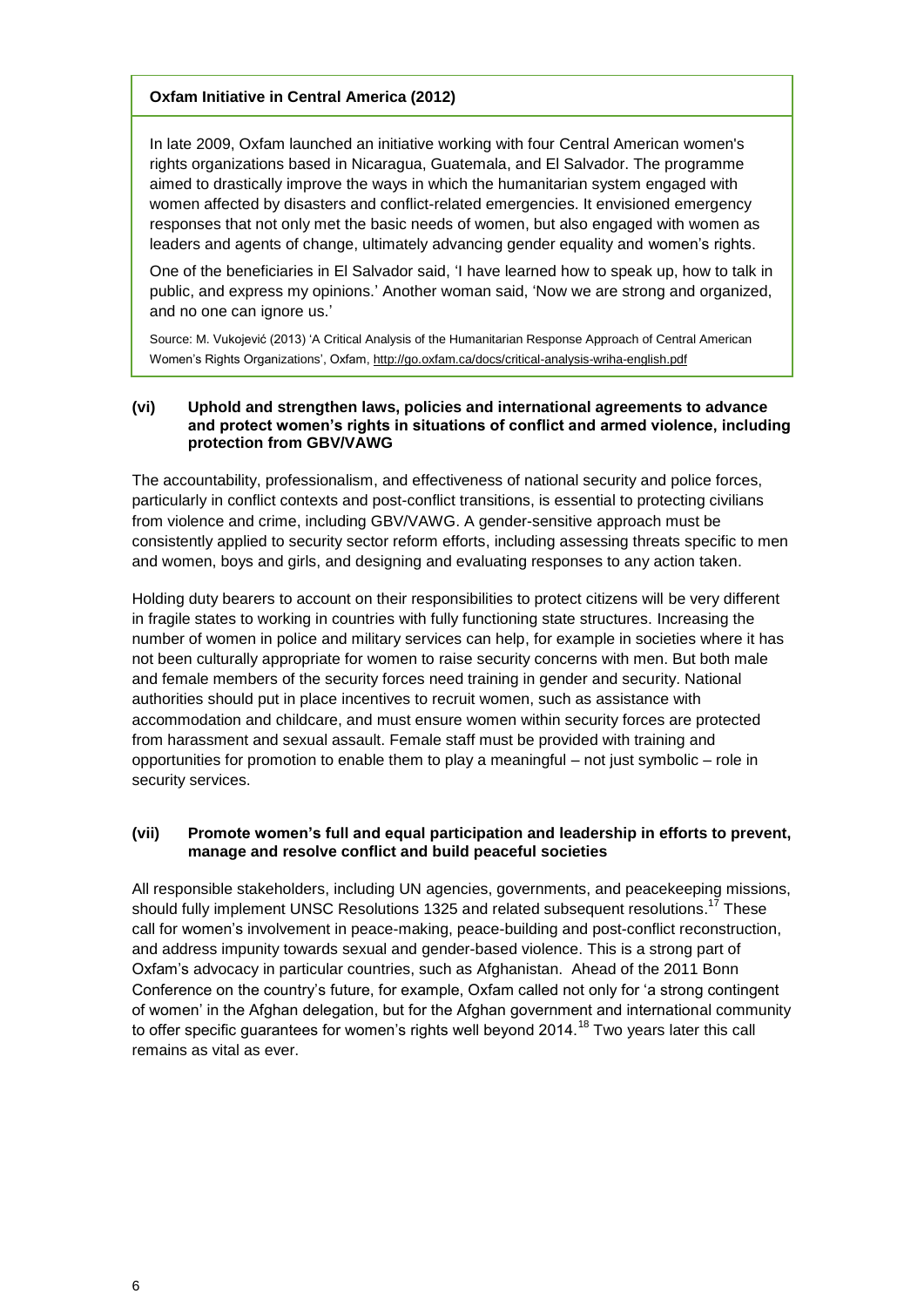**Oxfam Initiative in Central America (2012)**

In late 2009, Oxfam launched an initiative working with four Central American women's rights organizations based in Nicaragua, Guatemala, and El Salvador. The programme aimed to drastically improve the ways in which the humanitarian system engaged with women affected by disasters and conflict-related emergencies. It envisioned emergency responses that not only met the basic needs of women, but also engaged with women as leaders and agents of change, ultimately advancing gender equality and women's rights.

One of the beneficiaries in El Salvador said, 'I have learned how to speak up, how to talk in public, and express my opinions.' Another woman said, 'Now we are strong and organized, and no one can ignore us.'

Source: M. Vukojević (2013) 'A Critical Analysis of the Humanitarian Response Approach of Central American Women's Rights Organizations', Oxfam, http://go.oxfam.ca/docs/critical-analysis-wriha-english.pdf

#### (vi) Uphold and strengthen laws, policies and international agreements to advance and protect women's rights in situations of conflict and armed violence, including protection from GBV/VAWG

The accountability, professionalism, and effectiveness of national security and police forces, particularly in conflict contexts and post-conflict transitions, is essential to protecting civilians from violence and crime, including GBV/VAWG. A gender-sensitive approach must be consistently applied to security sector reform efforts, including assessing threats specific to men and women, boys and girls, and designing and evaluating responses to any action taken.

Holding duty bearers to account on their responsibilities to protect citizens will be very different in fragile states to working in countries with fully functioning state structures. Increasing the number of women in police and military services can help, for example in societies where it has not been culturally appropriate for women to raise security concerns with men. But both male and female members of the security forces need training in gender and security. National authorities should put in place incentives to recruit women, such as assistance with accommodation and childcare, and must ensure women within security forces are protected from harassment and sexual assault. Female staff must be provided with training and opportunities for promotion to enable them to play a meaningful – not just symbolic – role in security services.

#### (vii) Promote women's full and equal participation and leadership in efforts to prevent, manage and resolve conflict and build peaceful societies

All responsible stakeholders, including UN agencies, governments, and peacekeeping missions, should fully implement UNSC Resolutions 1325 and related subsequent resolutions.[17] These call for women's involvement in peace-making, peace-building and post-conflict reconstruction, and address impunity towards sexual and gender-based violence. This is a strong part of Oxfam's advocacy in particular countries, such as Afghanistan. Ahead of the 2011 Bonn Conference on the country's future, for example, Oxfam called not only for 'a strong contingent of women' in the Afghan delegation, but for the Afghan government and international community to offer specific guarantees for women's rights well beyond 2014.[18] Two years later this call remains as vital as ever.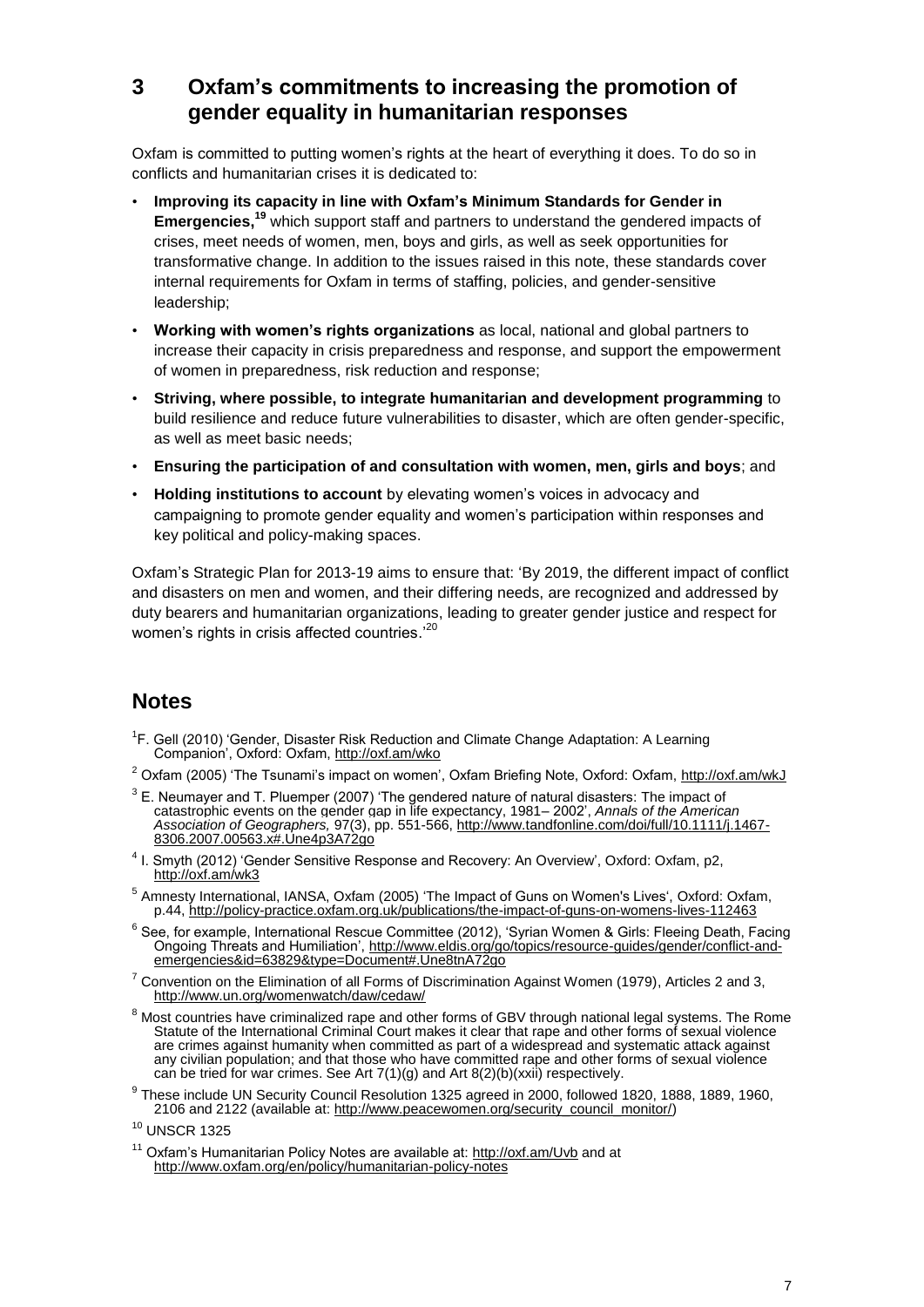## 3 Oxfam's commitments to increasing the promotion of gender equality in humanitarian responses

Oxfam is committed to putting women's rights at the heart of everything it does. To do so in conflicts and humanitarian crises it is dedicated to:

- **Improving its capacity in line with Oxfam's Minimum Standards for Gender in Emergencies,**[19] which support staff and partners to understand the gendered impacts of crises, meet needs of women, men, boys and girls, as well as seek opportunities for transformative change. In addition to the issues raised in this note, these standards cover internal requirements for Oxfam in terms of staffing, policies, and gender-sensitive leadership;
- **Working with women's rights organizations** as local, national and global partners to increase their capacity in crisis preparedness and response, and support the empowerment of women in preparedness, risk reduction and response;
- **Striving, where possible, to integrate humanitarian and development programming** to build resilience and reduce future vulnerabilities to disaster, which are often gender-specific, as well as meet basic needs;
- **Ensuring the participation of and consultation with women, men, girls and boys**; and
- **Holding institutions to account** by elevating women's voices in advocacy and campaigning to promote gender equality and women's participation within responses and key political and policy-making spaces.

Oxfam's Strategic Plan for 2013-19 aims to ensure that: 'By 2019, the different impact of conflict and disasters on men and women, and their differing needs, are recognized and addressed by duty bearers and humanitarian organizations, leading to greater gender justice and respect for women's rights in crisis affected countries.'[20]

## Notes

[1] F. Gell (2010) 'Gender, Disaster Risk Reduction and Climate Change Adaptation: A Learning Companion', Oxford: Oxfam, http://oxf.am/wko

[2] Oxfam (2005) 'The Tsunami's impact on women', Oxfam Briefing Note, Oxford: Oxfam, http://oxf.am/wkJ

[3] E. Neumayer and T. Pluemper (2007) 'The gendered nature of natural disasters: The impact of catastrophic events on the gender gap in life expectancy, 1981– 2002', *Annals of the American Association of Geographers,* 97(3), pp. 551-566, http://www.tandfonline.com/doi/full/10.1111/j.1467-8306.2007.00563.x#.Une4p3A72go

[4] I. Smyth (2012) 'Gender Sensitive Response and Recovery: An Overview', Oxford: Oxfam, p2, http://oxf.am/wk3

[5] Amnesty International, IANSA, Oxfam (2005) 'The Impact of Guns on Women's Lives', Oxford: Oxfam, p.44, http://policy-practice.oxfam.org.uk/publications/the-impact-of-guns-on-womens-lives-112463

[6] See, for example, International Rescue Committee (2012), 'Syrian Women & Girls: Fleeing Death, Facing Ongoing Threats and Humiliation', http://www.eldis.org/go/topics/resource-guides/gender/conflict-and-emergencies&id=63829&type=Document#.Une8tnA72go

[7] Convention on the Elimination of all Forms of Discrimination Against Women (1979), Articles 2 and 3, http://www.un.org/womenwatch/daw/cedaw/

[8] Most countries have criminalized rape and other forms of GBV through national legal systems. The Rome Statute of the International Criminal Court makes it clear that rape and other forms of sexual violence are crimes against humanity when committed as part of a widespread and systematic attack against any civilian population; and that those who have committed rape and other forms of sexual violence can be tried for war crimes. See Art 7(1)(g) and Art 8(2)(b)(xxii) respectively.

[9] These include UN Security Council Resolution 1325 agreed in 2000, followed 1820, 1888, 1889, 1960, 2106 and 2122 (available at: http://www.peacewomen.org/security_council_monitor/)

[10] UNSCR 1325

[11] Oxfam's Humanitarian Policy Notes are available at: http://oxf.am/Uvb and at http://www.oxfam.org/en/policy/humanitarian-policy-notes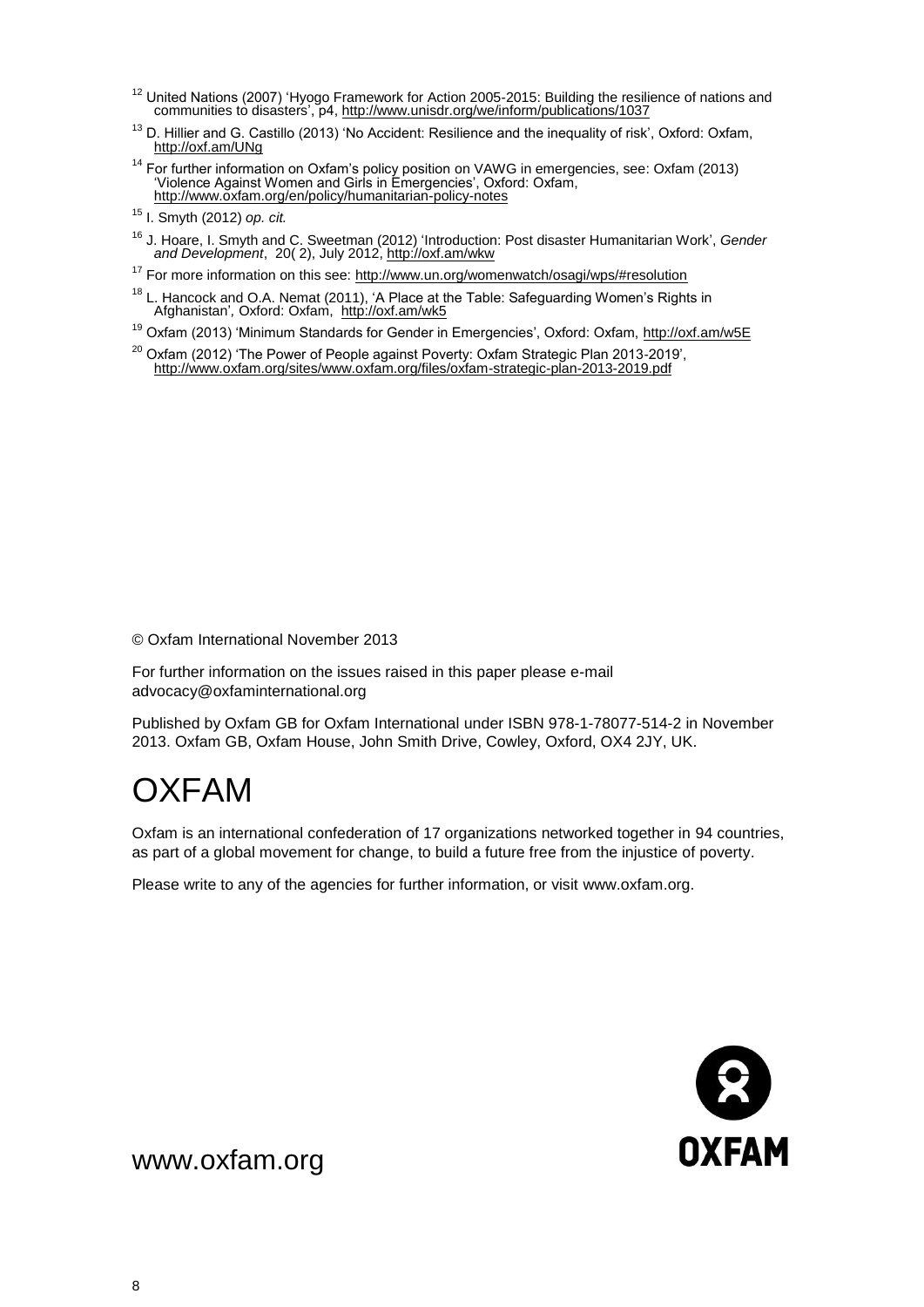[12] United Nations (2007) 'Hyogo Framework for Action 2005-2015: Building the resilience of nations and communities to disasters', p4, http://www.unisdr.org/we/inform/publications/1037

[13] D. Hillier and G. Castillo (2013) 'No Accident: Resilience and the inequality of risk', Oxford: Oxfam, http://oxf.am/UNg

[14] For further information on Oxfam's policy position on VAWG in emergencies, see: Oxfam (2013) 'Violence Against Women and Girls in Emergencies', Oxford: Oxfam, http://www.oxfam.org/en/policy/humanitarian-policy-notes

[15] I. Smyth (2012) *op. cit.*

[16] J. Hoare, I. Smyth and C. Sweetman (2012) 'Introduction: Post disaster Humanitarian Work', *Gender and Development*, 20( 2), July 2012, http://oxf.am/wkw

[17] For more information on this see: http://www.un.org/womenwatch/osagi/wps/#resolution

[18] L. Hancock and O.A. Nemat (2011), 'A Place at the Table: Safeguarding Women's Rights in Afghanistan', Oxford: Oxfam, http://oxf.am/wk5

[19] Oxfam (2013) 'Minimum Standards for Gender in Emergencies', Oxford: Oxfam, http://oxf.am/w5E

[20] Oxfam (2012) 'The Power of People against Poverty: Oxfam Strategic Plan 2013-2019', http://www.oxfam.org/sites/www.oxfam.org/files/oxfam-strategic-plan-2013-2019.pdf

© Oxfam International November 2013

For further information on the issues raised in this paper please e-mail advocacy@oxfaminternational.org

Published by Oxfam GB for Oxfam International under ISBN 978-1-78077-514-2 in November 2013. Oxfam GB, Oxfam House, John Smith Drive, Cowley, Oxford, OX4 2JY, UK.

# OXFAM

Oxfam is an international confederation of 17 organizations networked together in 94 countries, as part of a global movement for change, to build a future free from the injustice of poverty.

Please write to any of the agencies for further information, or visit www.oxfam.org.

OXFAM

www.oxfam.org